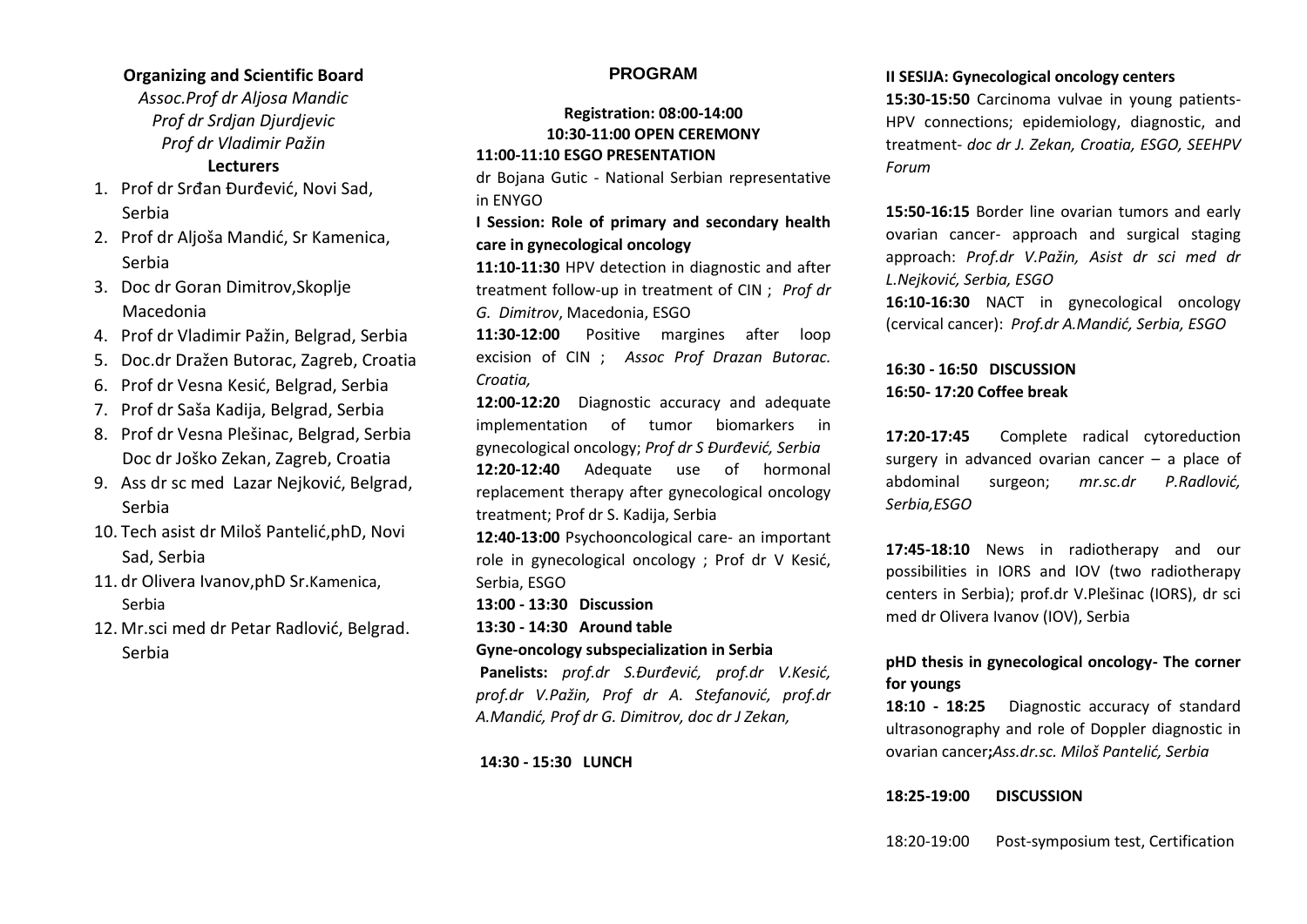**Organizing and Scientific Board**

*Assoc.Prof dr Aljosa Mandic*
*Prof dr Srdjan Djurdjevic*
*Prof dr Vladimir Pažin*

**Lecturers**

1. Prof dr Srđan Đurđević, Novi Sad, Serbia
2. Prof dr Aljoša Mandić, Sr Kamenica, Serbia
3. Doc dr Goran Dimitrov,Skoplje Macedonia
4. Prof dr Vladimir Pažin, Belgrad, Serbia
5. Doc.dr Dražen Butorac, Zagreb, Croatia
6. Prof dr Vesna Kesić, Belgrad, Serbia
7. Prof dr Saša Kadija, Belgrad, Serbia
8. Prof dr Vesna Plešinac, Belgrad, Serbia
   Doc dr Joško Zekan, Zagreb, Croatia
9. Ass dr sc med Lazar Nejković, Belgrad, Serbia
10. Tech asist dr Miloš Pantelić,phD, Novi Sad, Serbia
11. dr Olivera Ivanov,phD Sr.Kamenica, Serbia
12. Mr.sci med dr Petar Radlović, Belgrad. Serbia

# PROGRAM

**Registration: 08:00-14:00**

**10:30-11:00 OPEN CEREMONY**

**11:00-11:10 ESGO PRESENTATION**

dr Bojana Gutic - National Serbian representative in ENYGO

**I Session: Role of primary and secondary health care in gynecological oncology**

**11:10-11:30** HPV detection in diagnostic and after treatment follow-up in treatment of CIN ; *Prof dr G. Dimitrov*, Macedonia, ESGO

**11:30-12:00** Positive margines after loop excision of CIN ; *Assoc Prof Drazan Butorac. Croatia,*

**12:00-12:20** Diagnostic accuracy and adequate implementation of tumor biomarkers in gynecological oncology; *Prof dr S Đurđević, Serbia*

**12:20-12:40** Adequate use of hormonal replacement therapy after gynecological oncology treatment; Prof dr S. Kadija, Serbia

**12:40-13:00** Psychooncological care- an important role in gynecological oncology ; Prof dr V Kesić, Serbia, ESGO

**13:00 - 13:30 Discussion**

**13:30 - 14:30 Around table**

**Gyne-oncology subspecialization in Serbia**

**Panelists:** *prof.dr S.Đurđević, prof.dr V.Kesić, prof.dr V.Pažin, Prof dr A. Stefanović, prof.dr A.Mandić, Prof dr G. Dimitrov, doc dr J Zekan,*

**14:30 - 15:30 LUNCH**

**II SESIJA: Gynecological oncology centers**

**15:30-15:50** Carcinoma vulvae in young patients- HPV connections; epidemiology, diagnostic, and treatment- *doc dr J. Zekan, Croatia, ESGO, SEEHPV Forum*

**15:50-16:15** Border line ovarian tumors and early ovarian cancer- approach and surgical staging approach: *Prof.dr V.Pažin, Asist dr sci med dr L.Nejković, Serbia, ESGO*

**16:10-16:30** NACT in gynecological oncology (cervical cancer): *Prof.dr A.Mandić, Serbia, ESGO*

**16:30 - 16:50 DISCUSSION**

**16:50- 17:20 Coffee break**

**17:20-17:45** Complete radical cytoreduction surgery in advanced ovarian cancer – a place of abdominal surgeon; *mr.sc.dr P.Radlović, Serbia,ESGO*

**17:45-18:10** News in radiotherapy and our possibilities in IORS and IOV (two radiotherapy centers in Serbia); prof.dr V.Plešinac (IORS), dr sci med dr Olivera Ivanov (IOV), Serbia

**pHD thesis in gynecological oncology- The corner for youngs**

**18:10 - 18:25** Diagnostic accuracy of standard ultrasonography and role of Doppler diagnostic in ovarian cancer**;***Ass.dr.sc. Miloš Pantelić, Serbia*

**18:25-19:00 DISCUSSION**

18:20-19:00 Post-symposium test, Certification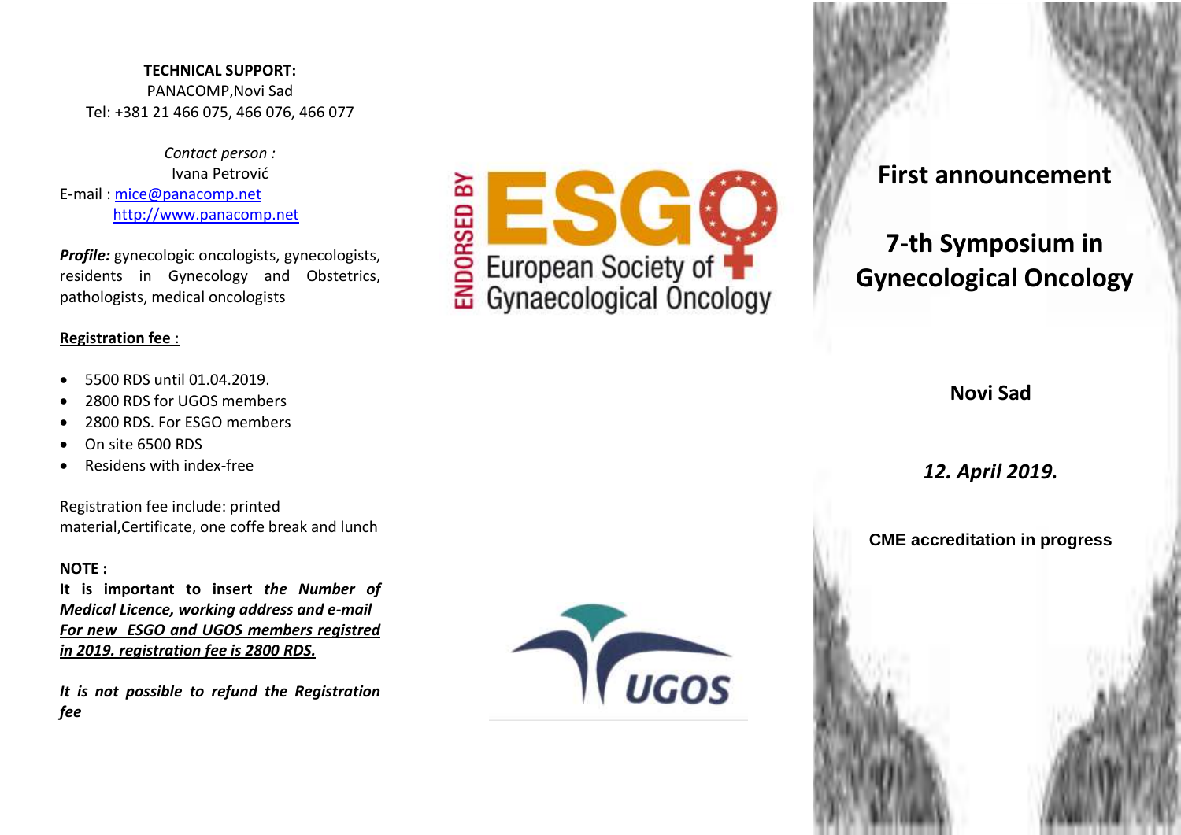**TECHNICAL SUPPORT:**
PANACOMP,Novi Sad
Tel: +381 21 466 075, 466 076, 466 077

*Contact person :*
Ivana Petrović
E-mail : mice@panacomp.net
http://www.panacomp.net

***Profile:*** gynecologic oncologists, gynecologists, residents in Gynecology and Obstetrics, pathologists, medical oncologists

**Registration fee :**

- 5500 RDS until 01.04.2019.
- 2800 RDS for UGOS members
- 2800 RDS. For ESGO members
- On site 6500 RDS
- Residens with index-free

Registration fee include: printed material,Certificate, one coffe break and lunch

**NOTE :**
**It is important to insert *the Number of Medical Licence, working address and e-mail***
***For new ESGO and UGOS members registred in 2019. registration fee is 2800 RDS.***

***It is not possible to refund the Registration fee***

ENDORSED BY ESGO European Society of Gynaecological Oncology

UGOS

# First announcement

# 7-th Symposium in Gynecological Oncology

**Novi Sad**

***12. April 2019.***

**CME accreditation in progress**